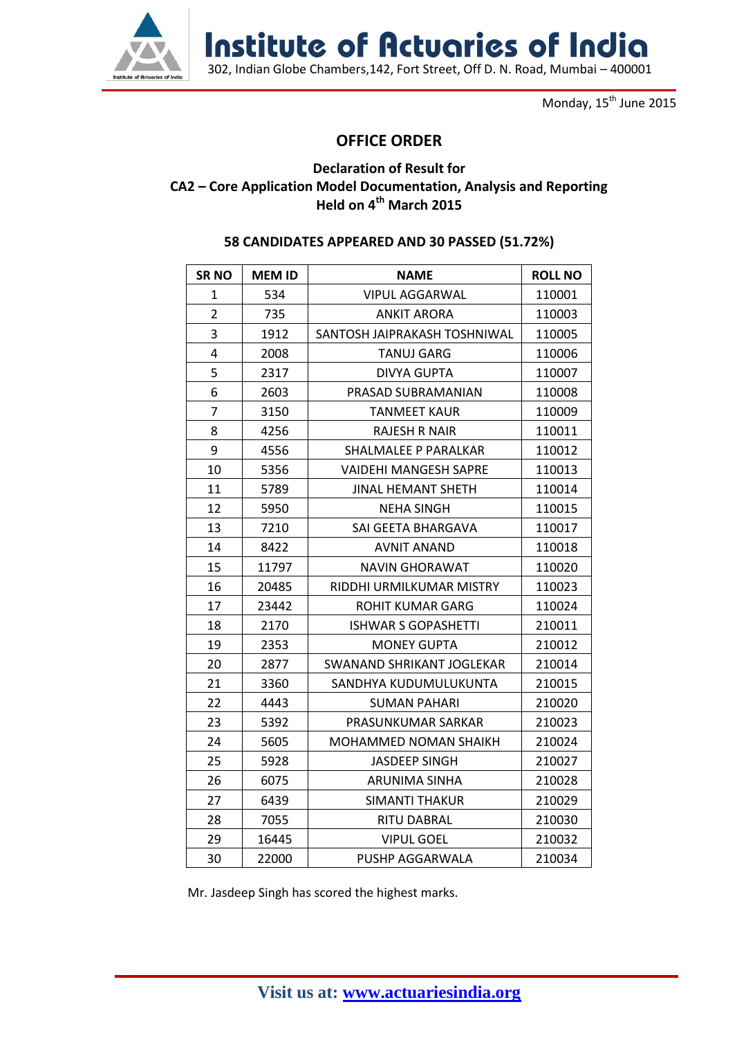# Institute of Actuaries of India

302, Indian Globe Chambers,142, Fort Street, Off D. N. Road, Mumbai – 400001

Monday, 15th June 2015

## OFFICE ORDER

### Declaration of Result for
### CA2 – Core Application Model Documentation, Analysis and Reporting
### Held on 4th March 2015

**58 CANDIDATES APPEARED AND 30 PASSED (51.72%)**

| SR NO | MEM ID | NAME | ROLL NO |
|---|---|---|---|
| 1 | 534 | VIPUL AGGARWAL | 110001 |
| 2 | 735 | ANKIT ARORA | 110003 |
| 3 | 1912 | SANTOSH JAIPRAKASH TOSHNIWAL | 110005 |
| 4 | 2008 | TANUJ GARG | 110006 |
| 5 | 2317 | DIVYA GUPTA | 110007 |
| 6 | 2603 | PRASAD SUBRAMANIAN | 110008 |
| 7 | 3150 | TANMEET KAUR | 110009 |
| 8 | 4256 | RAJESH R NAIR | 110011 |
| 9 | 4556 | SHALMALEE P PARALKAR | 110012 |
| 10 | 5356 | VAIDEHI MANGESH SAPRE | 110013 |
| 11 | 5789 | JINAL HEMANT SHETH | 110014 |
| 12 | 5950 | NEHA SINGH | 110015 |
| 13 | 7210 | SAI GEETA BHARGAVA | 110017 |
| 14 | 8422 | AVNIT ANAND | 110018 |
| 15 | 11797 | NAVIN GHORAWAT | 110020 |
| 16 | 20485 | RIDDHI URMILKUMAR MISTRY | 110023 |
| 17 | 23442 | ROHIT KUMAR GARG | 110024 |
| 18 | 2170 | ISHWAR S GOPASHETTI | 210011 |
| 19 | 2353 | MONEY GUPTA | 210012 |
| 20 | 2877 | SWANAND SHRIKANT JOGLEKAR | 210014 |
| 21 | 3360 | SANDHYA KUDUMULUKUNTA | 210015 |
| 22 | 4443 | SUMAN PAHARI | 210020 |
| 23 | 5392 | PRASUNKUMAR SARKAR | 210023 |
| 24 | 5605 | MOHAMMED NOMAN SHAIKH | 210024 |
| 25 | 5928 | JASDEEP SINGH | 210027 |
| 26 | 6075 | ARUNIMA SINHA | 210028 |
| 27 | 6439 | SIMANTI THAKUR | 210029 |
| 28 | 7055 | RITU DABRAL | 210030 |
| 29 | 16445 | VIPUL GOEL | 210032 |
| 30 | 22000 | PUSHP AGGARWALA | 210034 |

Mr. Jasdeep Singh has scored the highest marks.

**Visit us at: www.actuariesindia.org**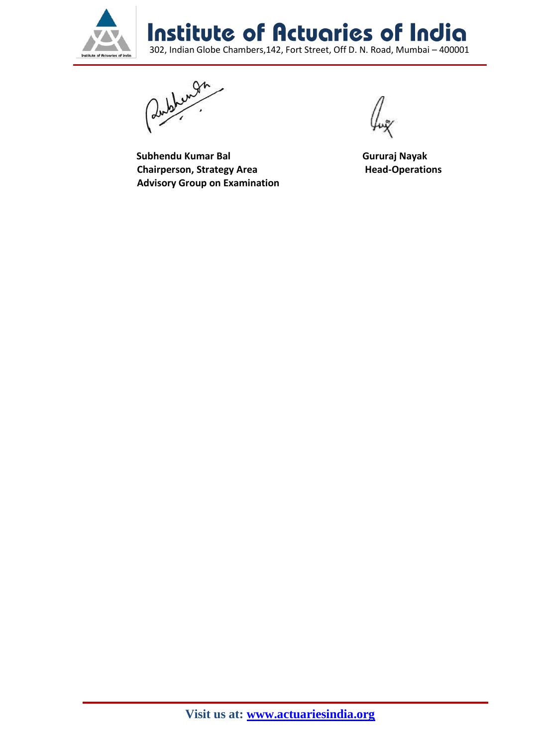**Subhendu Kumar Bal**
**Chairperson, Strategy Area**
**Advisory Group on Examination**

**Gururaj Nayak**
**Head-Operations**